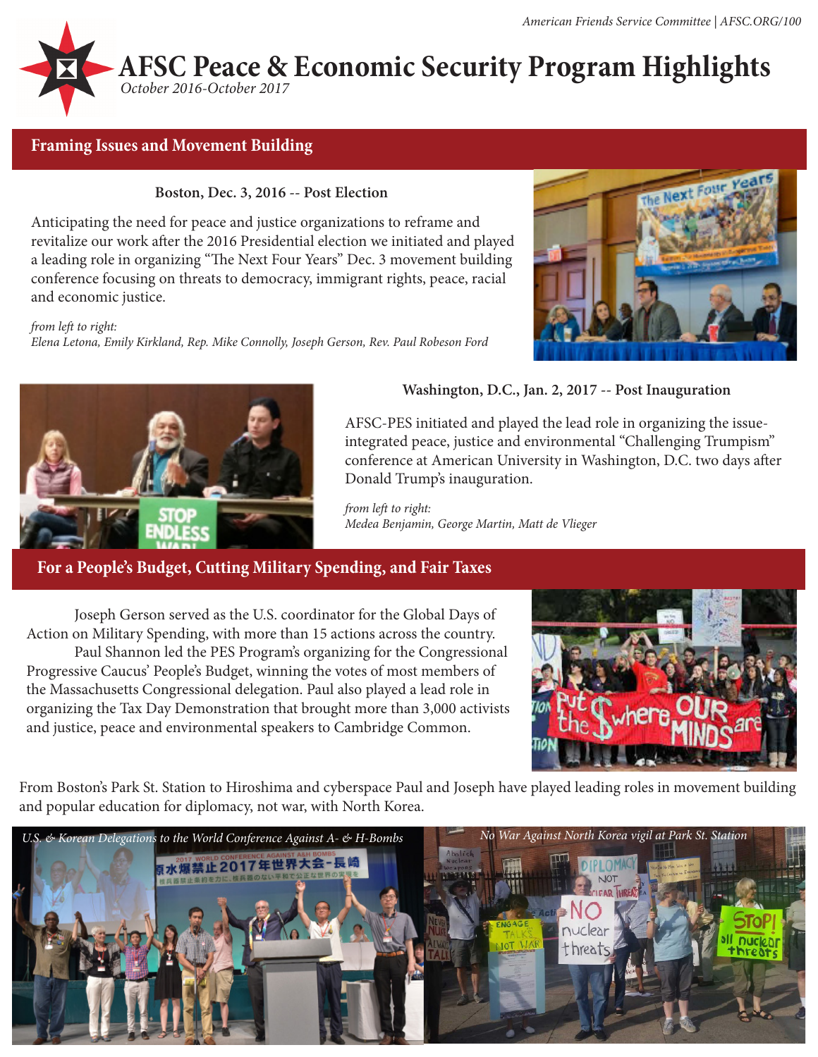American Friends Service Committee | AFSC.ORG/100

# AFSC Peace & Economic Security Program Highlights

*October 2016-October 2017*

## Framing Issues and Movement Building

### Boston, Dec. 3, 2016 -- Post Election

Anticipating the need for peace and justice organizations to reframe and revitalize our work after the 2016 Presidential election we initiated and played a leading role in organizing "The Next Four Years" Dec. 3 movement building conference focusing on threats to democracy, immigrant rights, peace, racial and economic justice.

*from left to right:*
*Elena Letona, Emily Kirkland, Rep. Mike Connolly, Joseph Gerson, Rev. Paul Robeson Ford*

### Washington, D.C., Jan. 2, 2017 -- Post Inauguration

AFSC-PES initiated and played the lead role in organizing the issue-integrated peace, justice and environmental "Challenging Trumpism" conference at American University in Washington, D.C. two days after Donald Trump's inauguration.

*from left to right:*
*Medea Benjamin, George Martin, Matt de Vlieger*

## For a People's Budget, Cutting Military Spending, and Fair Taxes

Joseph Gerson served as the U.S. coordinator for the Global Days of Action on Military Spending, with more than 15 actions across the country.

Paul Shannon led the PES Program's organizing for the Congressional Progressive Caucus' People's Budget, winning the votes of most members of the Massachusetts Congressional delegation. Paul also played a lead role in organizing the Tax Day Demonstration that brought more than 3,000 activists and justice, peace and environmental speakers to Cambridge Common.

From Boston's Park St. Station to Hiroshima and cyberspace Paul and Joseph have played leading roles in movement building and popular education for diplomacy, not war, with North Korea.

*U.S. & Korean Delegations to the World Conference Against A- & H-Bombs*

*No War Against North Korea vigil at Park St. Station*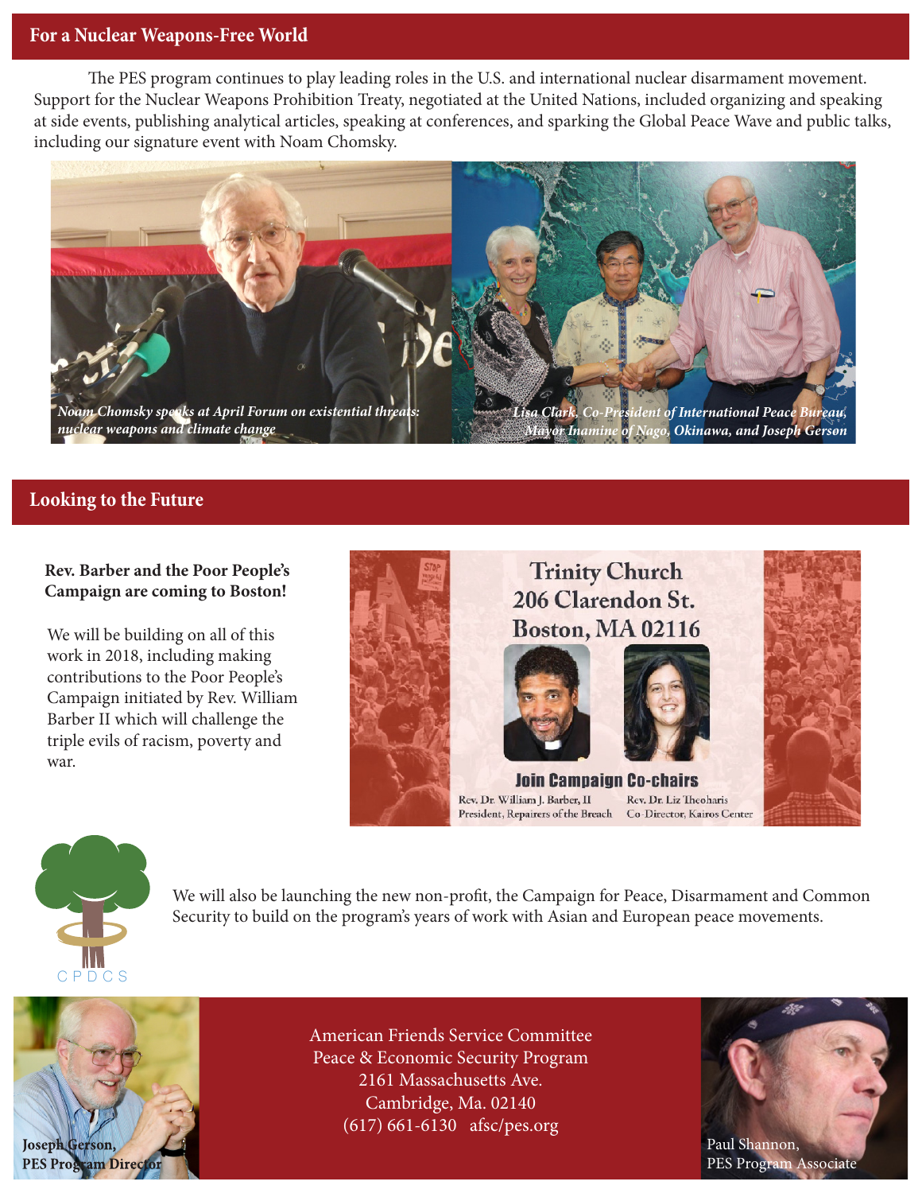## For a Nuclear Weapons-Free World

The PES program continues to play leading roles in the U.S. and international nuclear disarmament movement. Support for the Nuclear Weapons Prohibition Treaty, negotiated at the United Nations, included organizing and speaking at side events, publishing analytical articles, speaking at conferences, and sparking the Global Peace Wave and public talks, including our signature event with Noam Chomsky.

*Noam Chomsky speaks at April Forum on existential threats: nuclear weapons and climate change*

*Lisa Clark, Co-President of International Peace Bureau, Mayor Inamine of Nago, Okinawa, and Joseph Gerson*

## Looking to the Future

**Rev. Barber and the Poor People's Campaign are coming to Boston!**

We will be building on all of this work in 2018, including making contributions to the Poor People's Campaign initiated by Rev. William Barber II which will challenge the triple evils of racism, poverty and war.

Trinity Church
206 Clarendon St.
Boston, MA 02116

**Join Campaign Co-chairs**

Rev. Dr. William J. Barber, II
President, Repairers of the Breach

Rev. Dr. Liz Theoharis
Co-Director, Kairos Center

CPDCS

We will also be launching the new non-profit, the Campaign for Peace, Disarmament and Common Security to build on the program's years of work with Asian and European peace movements.

**Joseph Gerson, PES Program Director**

American Friends Service Committee
Peace & Economic Security Program
2161 Massachusetts Ave.
Cambridge, Ma. 02140
(617) 661-6130 afsc/pes.org

Paul Shannon, PES Program Associate